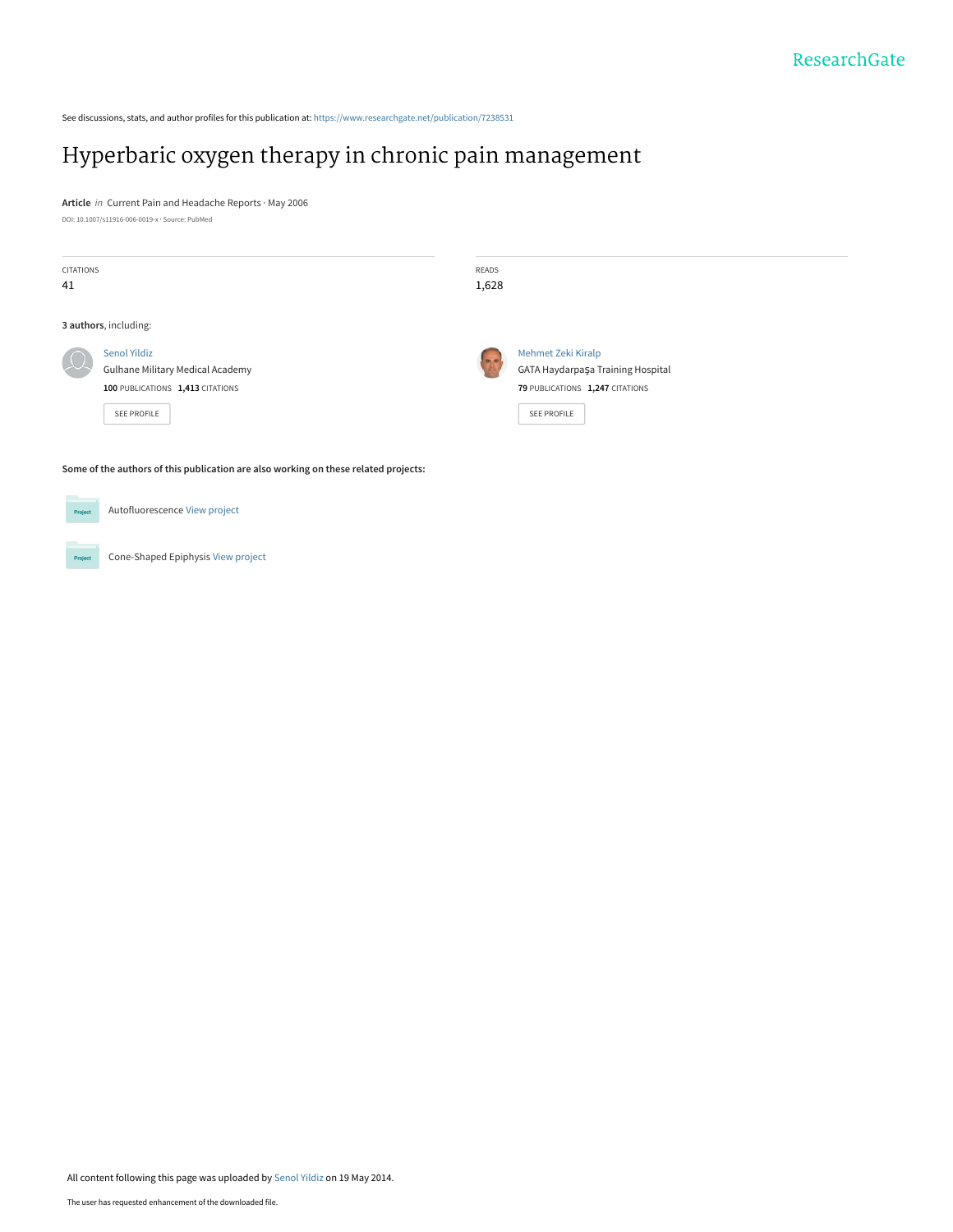See discussions, stats, and author profiles for this publication at: https://www.researchgate.net/publication/7238531

# Hyperbaric oxygen therapy in chronic pain management

**Article** *in* Current Pain and Headache Reports · May 2006

DOI: 10.1007/s11916-006-0019-x · Source: PubMed

CITATIONS
41

READS
1,628

**3 authors**, including:

Senol Yildiz
Gulhane Military Medical Academy
**100** PUBLICATIONS **1,413** CITATIONS

SEE PROFILE

Mehmet Zeki Kiralp
GATA Haydarpaşa Training Hospital
**79** PUBLICATIONS **1,247** CITATIONS

SEE PROFILE

**Some of the authors of this publication are also working on these related projects:**

Autofluorescence View project

Cone-Shaped Epiphysis View project

All content following this page was uploaded by Senol Yildiz on 19 May 2014.

The user has requested enhancement of the downloaded file.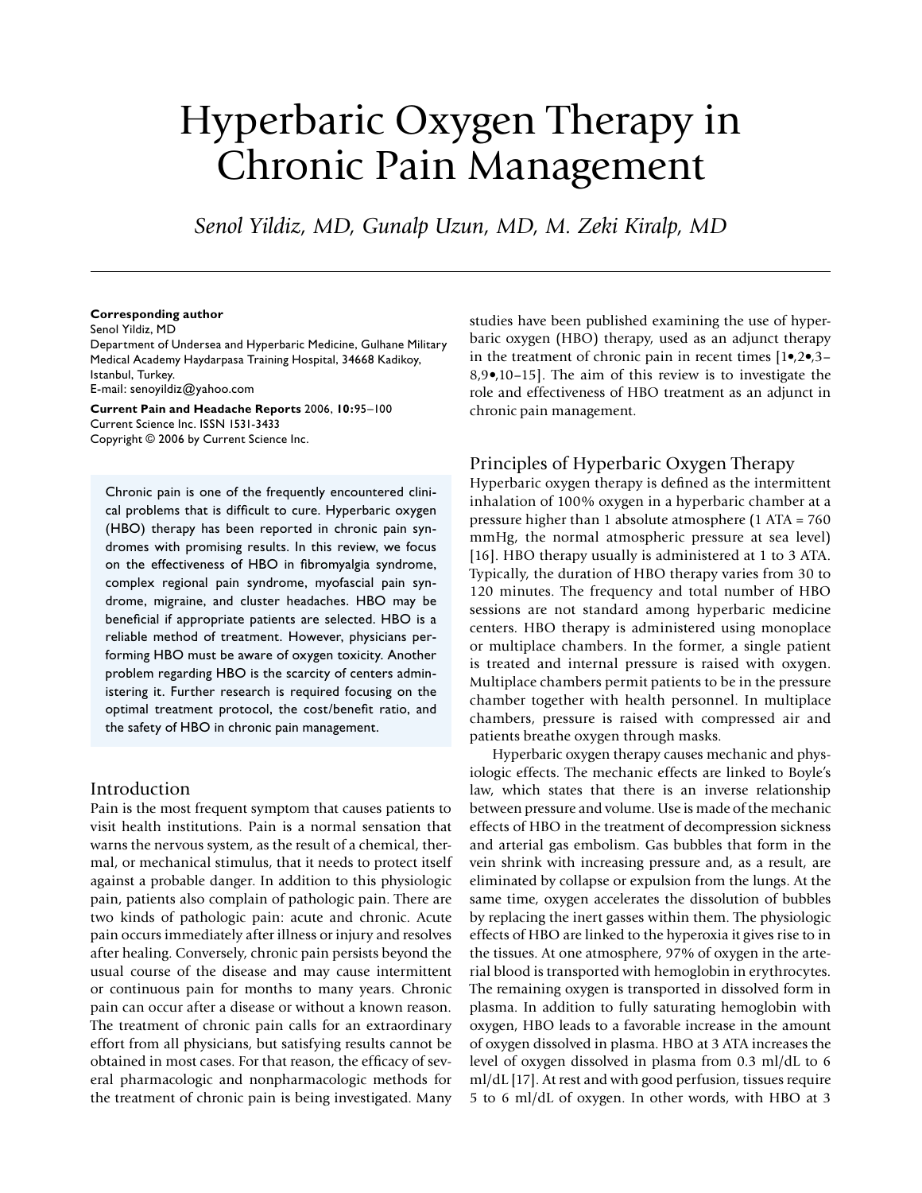# Hyperbaric Oxygen Therapy in Chronic Pain Management

*Senol Yildiz, MD, Gunalp Uzun, MD, M. Zeki Kiralp, MD*

**Corresponding author**
Senol Yildiz, MD
Department of Undersea and Hyperbaric Medicine, Gulhane Military Medical Academy Haydarpasa Training Hospital, 34668 Kadikoy, Istanbul, Turkey.
E-mail: senoyildiz@yahoo.com

**Current Pain and Headache Reports** 2006, **10:**95–100
Current Science Inc. ISSN 1531-3433
Copyright © 2006 by Current Science Inc.

Chronic pain is one of the frequently encountered clinical problems that is difficult to cure. Hyperbaric oxygen (HBO) therapy has been reported in chronic pain syndromes with promising results. In this review, we focus on the effectiveness of HBO in fibromyalgia syndrome, complex regional pain syndrome, myofascial pain syndrome, migraine, and cluster headaches. HBO may be beneficial if appropriate patients are selected. HBO is a reliable method of treatment. However, physicians performing HBO must be aware of oxygen toxicity. Another problem regarding HBO is the scarcity of centers administering it. Further research is required focusing on the optimal treatment protocol, the cost/benefit ratio, and the safety of HBO in chronic pain management.

## Introduction

Pain is the most frequent symptom that causes patients to visit health institutions. Pain is a normal sensation that warns the nervous system, as the result of a chemical, thermal, or mechanical stimulus, that it needs to protect itself against a probable danger. In addition to this physiologic pain, patients also complain of pathologic pain. There are two kinds of pathologic pain: acute and chronic. Acute pain occurs immediately after illness or injury and resolves after healing. Conversely, chronic pain persists beyond the usual course of the disease and may cause intermittent or continuous pain for months to many years. Chronic pain can occur after a disease or without a known reason. The treatment of chronic pain calls for an extraordinary effort from all physicians, but satisfying results cannot be obtained in most cases. For that reason, the efficacy of several pharmacologic and nonpharmacologic methods for the treatment of chronic pain is being investigated. Many studies have been published examining the use of hyperbaric oxygen (HBO) therapy, used as an adjunct therapy in the treatment of chronic pain in recent times [1•,2•,3–8,9•,10–15]. The aim of this review is to investigate the role and effectiveness of HBO treatment as an adjunct in chronic pain management.

## Principles of Hyperbaric Oxygen Therapy

Hyperbaric oxygen therapy is defined as the intermittent inhalation of 100% oxygen in a hyperbaric chamber at a pressure higher than 1 absolute atmosphere (1 ATA = 760 mmHg, the normal atmospheric pressure at sea level) [16]. HBO therapy usually is administered at 1 to 3 ATA. Typically, the duration of HBO therapy varies from 30 to 120 minutes. The frequency and total number of HBO sessions are not standard among hyperbaric medicine centers. HBO therapy is administered using monoplace or multiplace chambers. In the former, a single patient is treated and internal pressure is raised with oxygen. Multiplace chambers permit patients to be in the pressure chamber together with health personnel. In multiplace chambers, pressure is raised with compressed air and patients breathe oxygen through masks.

Hyperbaric oxygen therapy causes mechanic and physiologic effects. The mechanic effects are linked to Boyle's law, which states that there is an inverse relationship between pressure and volume. Use is made of the mechanic effects of HBO in the treatment of decompression sickness and arterial gas embolism. Gas bubbles that form in the vein shrink with increasing pressure and, as a result, are eliminated by collapse or expulsion from the lungs. At the same time, oxygen accelerates the dissolution of bubbles by replacing the inert gasses within them. The physiologic effects of HBO are linked to the hyperoxia it gives rise to in the tissues. At one atmosphere, 97% of oxygen in the arterial blood is transported with hemoglobin in erythrocytes. The remaining oxygen is transported in dissolved form in plasma. In addition to fully saturating hemoglobin with oxygen, HBO leads to a favorable increase in the amount of oxygen dissolved in plasma. HBO at 3 ATA increases the level of oxygen dissolved in plasma from 0.3 ml/dL to 6 ml/dL [17]. At rest and with good perfusion, tissues require 5 to 6 ml/dL of oxygen. In other words, with HBO at 3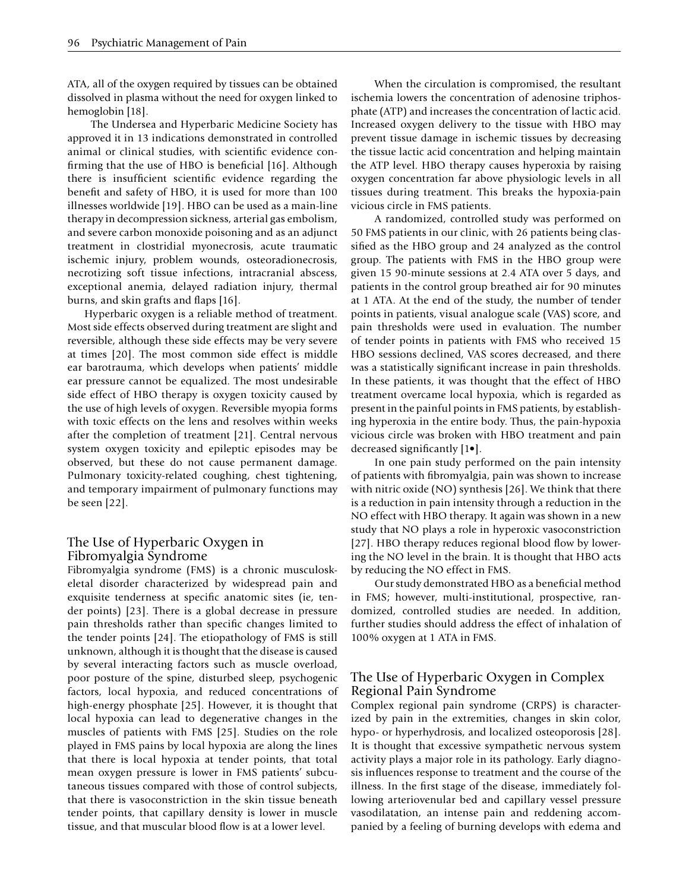ATA, all of the oxygen required by tissues can be obtained dissolved in plasma without the need for oxygen linked to hemoglobin [18].

The Undersea and Hyperbaric Medicine Society has approved it in 13 indications demonstrated in controlled animal or clinical studies, with scientific evidence confirming that the use of HBO is beneficial [16]. Although there is insufficient scientific evidence regarding the benefit and safety of HBO, it is used for more than 100 illnesses worldwide [19]. HBO can be used as a main-line therapy in decompression sickness, arterial gas embolism, and severe carbon monoxide poisoning and as an adjunct treatment in clostridial myonecrosis, acute traumatic ischemic injury, problem wounds, osteoradionecrosis, necrotizing soft tissue infections, intracranial abscess, exceptional anemia, delayed radiation injury, thermal burns, and skin grafts and flaps [16].

Hyperbaric oxygen is a reliable method of treatment. Most side effects observed during treatment are slight and reversible, although these side effects may be very severe at times [20]. The most common side effect is middle ear barotrauma, which develops when patients' middle ear pressure cannot be equalized. The most undesirable side effect of HBO therapy is oxygen toxicity caused by the use of high levels of oxygen. Reversible myopia forms with toxic effects on the lens and resolves within weeks after the completion of treatment [21]. Central nervous system oxygen toxicity and epileptic episodes may be observed, but these do not cause permanent damage. Pulmonary toxicity-related coughing, chest tightening, and temporary impairment of pulmonary functions may be seen [22].

## The Use of Hyperbaric Oxygen in Fibromyalgia Syndrome

Fibromyalgia syndrome (FMS) is a chronic musculoskeletal disorder characterized by widespread pain and exquisite tenderness at specific anatomic sites (ie, tender points) [23]. There is a global decrease in pressure pain thresholds rather than specific changes limited to the tender points [24]. The etiopathology of FMS is still unknown, although it is thought that the disease is caused by several interacting factors such as muscle overload, poor posture of the spine, disturbed sleep, psychogenic factors, local hypoxia, and reduced concentrations of high-energy phosphate [25]. However, it is thought that local hypoxia can lead to degenerative changes in the muscles of patients with FMS [25]. Studies on the role played in FMS pains by local hypoxia are along the lines that there is local hypoxia at tender points, that total mean oxygen pressure is lower in FMS patients' subcutaneous tissues compared with those of control subjects, that there is vasoconstriction in the skin tissue beneath tender points, that capillary density is lower in muscle tissue, and that muscular blood flow is at a lower level.

When the circulation is compromised, the resultant ischemia lowers the concentration of adenosine triphosphate (ATP) and increases the concentration of lactic acid. Increased oxygen delivery to the tissue with HBO may prevent tissue damage in ischemic tissues by decreasing the tissue lactic acid concentration and helping maintain the ATP level. HBO therapy causes hyperoxia by raising oxygen concentration far above physiologic levels in all tissues during treatment. This breaks the hypoxia-pain vicious circle in FMS patients.

A randomized, controlled study was performed on 50 FMS patients in our clinic, with 26 patients being classified as the HBO group and 24 analyzed as the control group. The patients with FMS in the HBO group were given 15 90-minute sessions at 2.4 ATA over 5 days, and patients in the control group breathed air for 90 minutes at 1 ATA. At the end of the study, the number of tender points in patients, visual analogue scale (VAS) score, and pain thresholds were used in evaluation. The number of tender points in patients with FMS who received 15 HBO sessions declined, VAS scores decreased, and there was a statistically significant increase in pain thresholds. In these patients, it was thought that the effect of HBO treatment overcame local hypoxia, which is regarded as present in the painful points in FMS patients, by establishing hyperoxia in the entire body. Thus, the pain-hypoxia vicious circle was broken with HBO treatment and pain decreased significantly [1•].

In one pain study performed on the pain intensity of patients with fibromyalgia, pain was shown to increase with nitric oxide (NO) synthesis [26]. We think that there is a reduction in pain intensity through a reduction in the NO effect with HBO therapy. It again was shown in a new study that NO plays a role in hyperoxic vasoconstriction [27]. HBO therapy reduces regional blood flow by lowering the NO level in the brain. It is thought that HBO acts by reducing the NO effect in FMS.

Our study demonstrated HBO as a beneficial method in FMS; however, multi-institutional, prospective, randomized, controlled studies are needed. In addition, further studies should address the effect of inhalation of 100% oxygen at 1 ATA in FMS.

## The Use of Hyperbaric Oxygen in Complex Regional Pain Syndrome

Complex regional pain syndrome (CRPS) is characterized by pain in the extremities, changes in skin color, hypo- or hyperhydrosis, and localized osteoporosis [28]. It is thought that excessive sympathetic nervous system activity plays a major role in its pathology. Early diagnosis influences response to treatment and the course of the illness. In the first stage of the disease, immediately following arteriovenular bed and capillary vessel pressure vasodilatation, an intense pain and reddening accompanied by a feeling of burning develops with edema and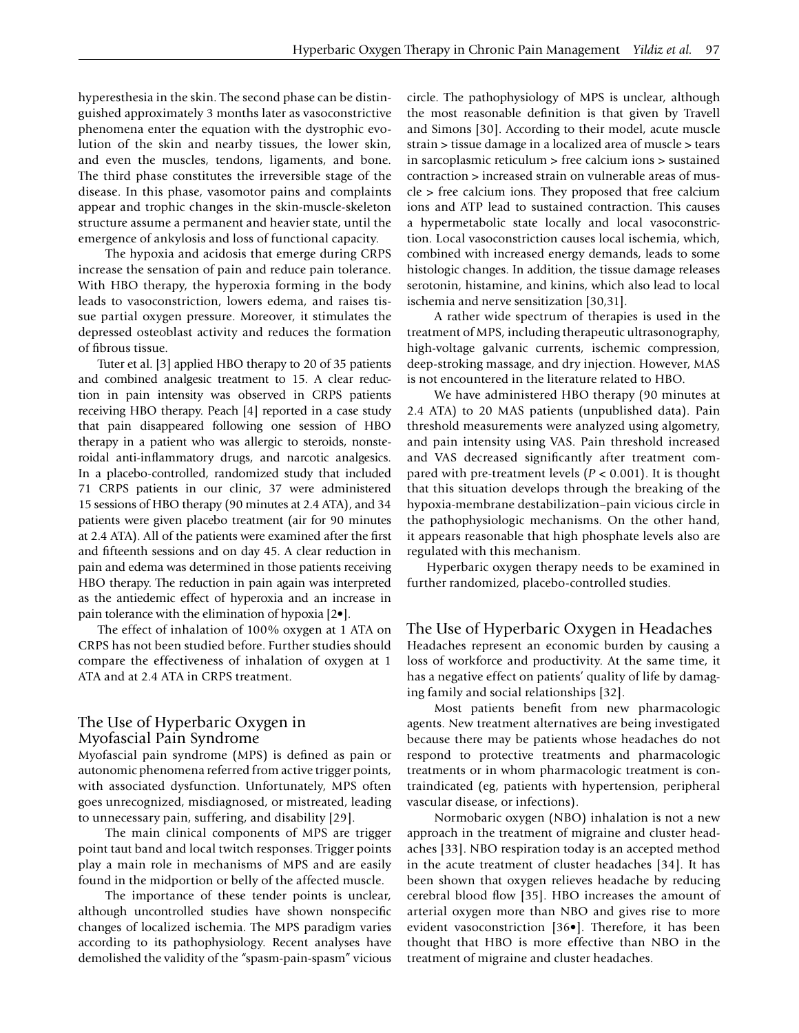hyperesthesia in the skin. The second phase can be distinguished approximately 3 months later as vasoconstrictive phenomena enter the equation with the dystrophic evolution of the skin and nearby tissues, the lower skin, and even the muscles, tendons, ligaments, and bone. The third phase constitutes the irreversible stage of the disease. In this phase, vasomotor pains and complaints appear and trophic changes in the skin-muscle-skeleton structure assume a permanent and heavier state, until the emergence of ankylosis and loss of functional capacity.

The hypoxia and acidosis that emerge during CRPS increase the sensation of pain and reduce pain tolerance. With HBO therapy, the hyperoxia forming in the body leads to vasoconstriction, lowers edema, and raises tissue partial oxygen pressure. Moreover, it stimulates the depressed osteoblast activity and reduces the formation of fibrous tissue.

Tuter et al. [3] applied HBO therapy to 20 of 35 patients and combined analgesic treatment to 15. A clear reduction in pain intensity was observed in CRPS patients receiving HBO therapy. Peach [4] reported in a case study that pain disappeared following one session of HBO therapy in a patient who was allergic to steroids, nonsteroidal anti-inflammatory drugs, and narcotic analgesics. In a placebo-controlled, randomized study that included 71 CRPS patients in our clinic, 37 were administered 15 sessions of HBO therapy (90 minutes at 2.4 ATA), and 34 patients were given placebo treatment (air for 90 minutes at 2.4 ATA). All of the patients were examined after the first and fifteenth sessions and on day 45. A clear reduction in pain and edema was determined in those patients receiving HBO therapy. The reduction in pain again was interpreted as the antiedemic effect of hyperoxia and an increase in pain tolerance with the elimination of hypoxia [2•].

The effect of inhalation of 100% oxygen at 1 ATA on CRPS has not been studied before. Further studies should compare the effectiveness of inhalation of oxygen at 1 ATA and at 2.4 ATA in CRPS treatment.

## The Use of Hyperbaric Oxygen in Myofascial Pain Syndrome

Myofascial pain syndrome (MPS) is defined as pain or autonomic phenomena referred from active trigger points, with associated dysfunction. Unfortunately, MPS often goes unrecognized, misdiagnosed, or mistreated, leading to unnecessary pain, suffering, and disability [29].

The main clinical components of MPS are trigger point taut band and local twitch responses. Trigger points play a main role in mechanisms of MPS and are easily found in the midportion or belly of the affected muscle.

The importance of these tender points is unclear, although uncontrolled studies have shown nonspecific changes of localized ischemia. The MPS paradigm varies according to its pathophysiology. Recent analyses have demolished the validity of the "spasm-pain-spasm" vicious circle. The pathophysiology of MPS is unclear, although the most reasonable definition is that given by Travell and Simons [30]. According to their model, acute muscle strain > tissue damage in a localized area of muscle > tears in sarcoplasmic reticulum > free calcium ions > sustained contraction > increased strain on vulnerable areas of muscle > free calcium ions. They proposed that free calcium ions and ATP lead to sustained contraction. This causes a hypermetabolic state locally and local vasoconstriction. Local vasoconstriction causes local ischemia, which, combined with increased energy demands, leads to some histologic changes. In addition, the tissue damage releases serotonin, histamine, and kinins, which also lead to local ischemia and nerve sensitization [30,31].

A rather wide spectrum of therapies is used in the treatment of MPS, including therapeutic ultrasonography, high-voltage galvanic currents, ischemic compression, deep-stroking massage, and dry injection. However, MAS is not encountered in the literature related to HBO.

We have administered HBO therapy (90 minutes at 2.4 ATA) to 20 MAS patients (unpublished data). Pain threshold measurements were analyzed using algometry, and pain intensity using VAS. Pain threshold increased and VAS decreased significantly after treatment compared with pre-treatment levels ($P < 0.001$). It is thought that this situation develops through the breaking of the hypoxia-membrane destabilization–pain vicious circle in the pathophysiologic mechanisms. On the other hand, it appears reasonable that high phosphate levels also are regulated with this mechanism.

Hyperbaric oxygen therapy needs to be examined in further randomized, placebo-controlled studies.

## The Use of Hyperbaric Oxygen in Headaches

Headaches represent an economic burden by causing a loss of workforce and productivity. At the same time, it has a negative effect on patients' quality of life by damaging family and social relationships [32].

Most patients benefit from new pharmacologic agents. New treatment alternatives are being investigated because there may be patients whose headaches do not respond to protective treatments and pharmacologic treatments or in whom pharmacologic treatment is contraindicated (eg, patients with hypertension, peripheral vascular disease, or infections).

Normobaric oxygen (NBO) inhalation is not a new approach in the treatment of migraine and cluster headaches [33]. NBO respiration today is an accepted method in the acute treatment of cluster headaches [34]. It has been shown that oxygen relieves headache by reducing cerebral blood flow [35]. HBO increases the amount of arterial oxygen more than NBO and gives rise to more evident vasoconstriction [36•]. Therefore, it has been thought that HBO is more effective than NBO in the treatment of migraine and cluster headaches.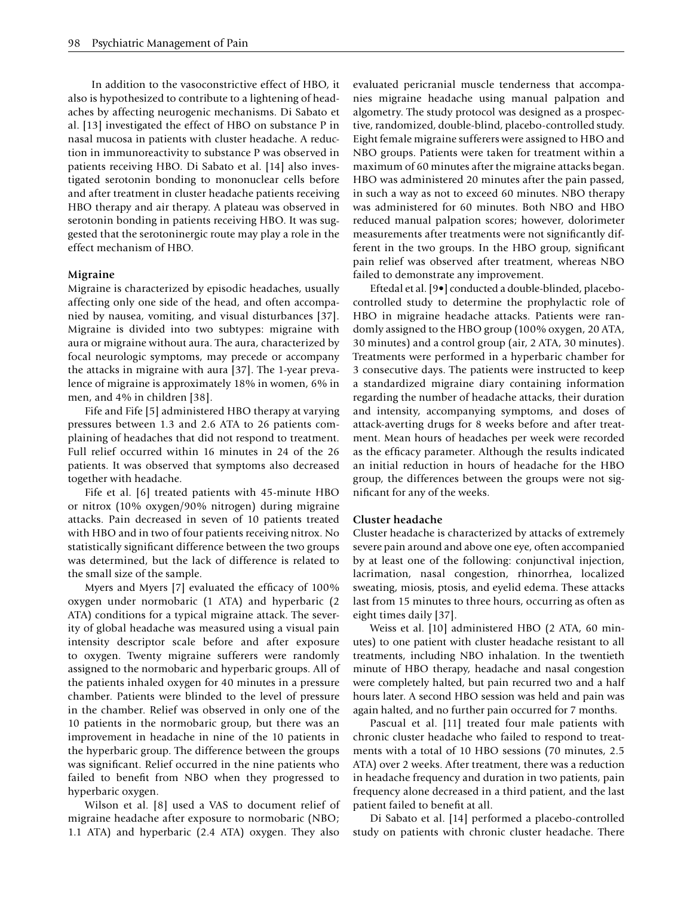In addition to the vasoconstrictive effect of HBO, it also is hypothesized to contribute to a lightening of headaches by affecting neurogenic mechanisms. Di Sabato et al. [13] investigated the effect of HBO on substance P in nasal mucosa in patients with cluster headache. A reduction in immunoreactivity to substance P was observed in patients receiving HBO. Di Sabato et al. [14] also investigated serotonin bonding to mononuclear cells before and after treatment in cluster headache patients receiving HBO therapy and air therapy. A plateau was observed in serotonin bonding in patients receiving HBO. It was suggested that the serotoninergic route may play a role in the effect mechanism of HBO.

### Migraine

Migraine is characterized by episodic headaches, usually affecting only one side of the head, and often accompanied by nausea, vomiting, and visual disturbances [37]. Migraine is divided into two subtypes: migraine with aura or migraine without aura. The aura, characterized by focal neurologic symptoms, may precede or accompany the attacks in migraine with aura [37]. The 1-year prevalence of migraine is approximately 18% in women, 6% in men, and 4% in children [38].

Fife and Fife [5] administered HBO therapy at varying pressures between 1.3 and 2.6 ATA to 26 patients complaining of headaches that did not respond to treatment. Full relief occurred within 16 minutes in 24 of the 26 patients. It was observed that symptoms also decreased together with headache.

Fife et al. [6] treated patients with 45-minute HBO or nitrox (10% oxygen/90% nitrogen) during migraine attacks. Pain decreased in seven of 10 patients treated with HBO and in two of four patients receiving nitrox. No statistically significant difference between the two groups was determined, but the lack of difference is related to the small size of the sample.

Myers and Myers [7] evaluated the efficacy of 100% oxygen under normobaric (1 ATA) and hyperbaric (2 ATA) conditions for a typical migraine attack. The severity of global headache was measured using a visual pain intensity descriptor scale before and after exposure to oxygen. Twenty migraine sufferers were randomly assigned to the normobaric and hyperbaric groups. All of the patients inhaled oxygen for 40 minutes in a pressure chamber. Patients were blinded to the level of pressure in the chamber. Relief was observed in only one of the 10 patients in the normobaric group, but there was an improvement in headache in nine of the 10 patients in the hyperbaric group. The difference between the groups was significant. Relief occurred in the nine patients who failed to benefit from NBO when they progressed to hyperbaric oxygen.

Wilson et al. [8] used a VAS to document relief of migraine headache after exposure to normobaric (NBO; 1.1 ATA) and hyperbaric (2.4 ATA) oxygen. They also evaluated pericranial muscle tenderness that accompanies migraine headache using manual palpation and algometry. The study protocol was designed as a prospective, randomized, double-blind, placebo-controlled study. Eight female migraine sufferers were assigned to HBO and NBO groups. Patients were taken for treatment within a maximum of 60 minutes after the migraine attacks began. HBO was administered 20 minutes after the pain passed, in such a way as not to exceed 60 minutes. NBO therapy was administered for 60 minutes. Both NBO and HBO reduced manual palpation scores; however, dolorimeter measurements after treatments were not significantly different in the two groups. In the HBO group, significant pain relief was observed after treatment, whereas NBO failed to demonstrate any improvement.

Eftedal et al. [9•] conducted a double-blinded, placebo-controlled study to determine the prophylactic role of HBO in migraine headache attacks. Patients were randomly assigned to the HBO group (100% oxygen, 20 ATA, 30 minutes) and a control group (air, 2 ATA, 30 minutes). Treatments were performed in a hyperbaric chamber for 3 consecutive days. The patients were instructed to keep a standardized migraine diary containing information regarding the number of headache attacks, their duration and intensity, accompanying symptoms, and doses of attack-averting drugs for 8 weeks before and after treatment. Mean hours of headaches per week were recorded as the efficacy parameter. Although the results indicated an initial reduction in hours of headache for the HBO group, the differences between the groups were not significant for any of the weeks.

### Cluster headache

Cluster headache is characterized by attacks of extremely severe pain around and above one eye, often accompanied by at least one of the following: conjunctival injection, lacrimation, nasal congestion, rhinorrhea, localized sweating, miosis, ptosis, and eyelid edema. These attacks last from 15 minutes to three hours, occurring as often as eight times daily [37].

Weiss et al. [10] administered HBO (2 ATA, 60 minutes) to one patient with cluster headache resistant to all treatments, including NBO inhalation. In the twentieth minute of HBO therapy, headache and nasal congestion were completely halted, but pain recurred two and a half hours later. A second HBO session was held and pain was again halted, and no further pain occurred for 7 months.

Pascual et al. [11] treated four male patients with chronic cluster headache who failed to respond to treatments with a total of 10 HBO sessions (70 minutes, 2.5 ATA) over 2 weeks. After treatment, there was a reduction in headache frequency and duration in two patients, pain frequency alone decreased in a third patient, and the last patient failed to benefit at all.

Di Sabato et al. [14] performed a placebo-controlled study on patients with chronic cluster headache. There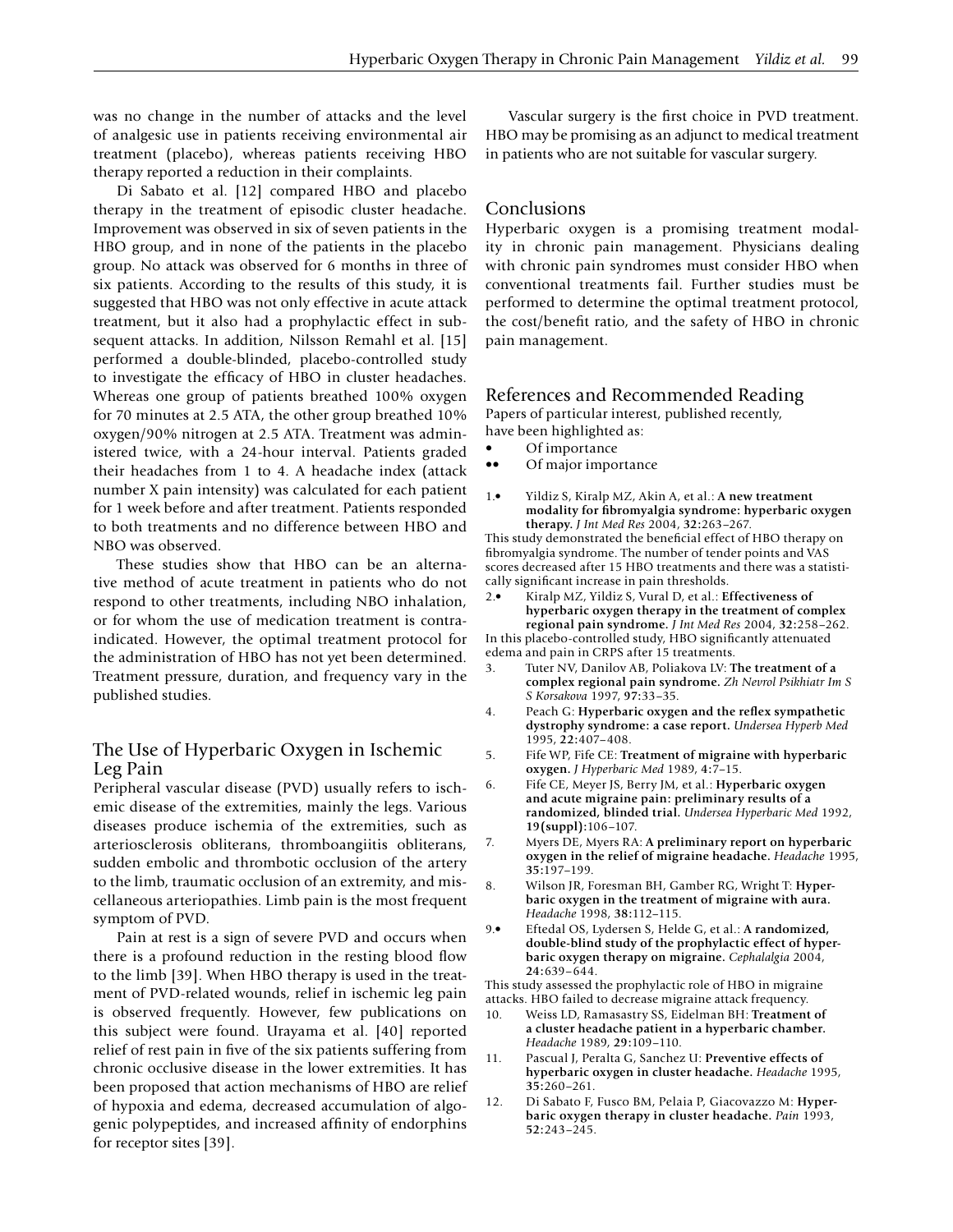was no change in the number of attacks and the level of analgesic use in patients receiving environmental air treatment (placebo), whereas patients receiving HBO therapy reported a reduction in their complaints.

Di Sabato et al. [12] compared HBO and placebo therapy in the treatment of episodic cluster headache. Improvement was observed in six of seven patients in the HBO group, and in none of the patients in the placebo group. No attack was observed for 6 months in three of six patients. According to the results of this study, it is suggested that HBO was not only effective in acute attack treatment, but it also had a prophylactic effect in subsequent attacks. In addition, Nilsson Remahl et al. [15] performed a double-blinded, placebo-controlled study to investigate the efficacy of HBO in cluster headaches. Whereas one group of patients breathed 100% oxygen for 70 minutes at 2.5 ATA, the other group breathed 10% oxygen/90% nitrogen at 2.5 ATA. Treatment was administered twice, with a 24-hour interval. Patients graded their headaches from 1 to 4. A headache index (attack number X pain intensity) was calculated for each patient for 1 week before and after treatment. Patients responded to both treatments and no difference between HBO and NBO was observed.

These studies show that HBO can be an alternative method of acute treatment in patients who do not respond to other treatments, including NBO inhalation, or for whom the use of medication treatment is contraindicated. However, the optimal treatment protocol for the administration of HBO has not yet been determined. Treatment pressure, duration, and frequency vary in the published studies.

## The Use of Hyperbaric Oxygen in Ischemic Leg Pain

Peripheral vascular disease (PVD) usually refers to ischemic disease of the extremities, mainly the legs. Various diseases produce ischemia of the extremities, such as arteriosclerosis obliterans, thromboangiitis obliterans, sudden embolic and thrombotic occlusion of the artery to the limb, traumatic occlusion of an extremity, and miscellaneous arteriopathies. Limb pain is the most frequent symptom of PVD.

Pain at rest is a sign of severe PVD and occurs when there is a profound reduction in the resting blood flow to the limb [39]. When HBO therapy is used in the treatment of PVD-related wounds, relief in ischemic leg pain is observed frequently. However, few publications on this subject were found. Urayama et al. [40] reported relief of rest pain in five of the six patients suffering from chronic occlusive disease in the lower extremities. It has been proposed that action mechanisms of HBO are relief of hypoxia and edema, decreased accumulation of algogenic polypeptides, and increased affinity of endorphins for receptor sites [39].

Vascular surgery is the first choice in PVD treatment. HBO may be promising as an adjunct to medical treatment in patients who are not suitable for vascular surgery.

## Conclusions

Hyperbaric oxygen is a promising treatment modality in chronic pain management. Physicians dealing with chronic pain syndromes must consider HBO when conventional treatments fail. Further studies must be performed to determine the optimal treatment protocol, the cost/benefit ratio, and the safety of HBO in chronic pain management.

## References and Recommended Reading

Papers of particular interest, published recently, have been highlighted as:

- • Of importance
- •• Of major importance

1.• Yildiz S, Kiralp MZ, Akin A, et al.: **A new treatment modality for fibromyalgia syndrome: hyperbaric oxygen therapy.** *J Int Med Res* 2004, **32:**263–267.
This study demonstrated the beneficial effect of HBO therapy on fibromyalgia syndrome. The number of tender points and VAS scores decreased after 15 HBO treatments and there was a statistically significant increase in pain thresholds.

2.• Kiralp MZ, Yildiz S, Vural D, et al.: **Effectiveness of hyperbaric oxygen therapy in the treatment of complex regional pain syndrome.** *J Int Med Res* 2004, **32:**258–262.
In this placebo-controlled study, HBO significantly attenuated edema and pain in CRPS after 15 treatments.

3. Tuter NV, Danilov AB, Poliakova LV: **The treatment of a complex regional pain syndrome.** *Zh Nevrol Psikhiatr Im S S Korsakova* 1997, **97:**33–35.

4. Peach G: **Hyperbaric oxygen and the reflex sympathetic dystrophy syndrome: a case report.** *Undersea Hyperb Med* 1995, **22:**407–408.

5. Fife WP, Fife CE: **Treatment of migraine with hyperbaric oxygen.** *J Hyperbaric Med* 1989, **4:**7–15.

6. Fife CE, Meyer JS, Berry JM, et al.: **Hyperbaric oxygen and acute migraine pain: preliminary results of a randomized, blinded trial.** *Undersea Hyperbaric Med* 1992, **19(suppl):**106–107.

7. Myers DE, Myers RA: **A preliminary report on hyperbaric oxygen in the relief of migraine headache.** *Headache* 1995, **35:**197–199.

8. Wilson JR, Foresman BH, Gamber RG, Wright T: **Hyperbaric oxygen in the treatment of migraine with aura.** *Headache* 1998, **38:**112–115.

9.• Eftedal OS, Lydersen S, Helde G, et al.: **A randomized, double-blind study of the prophylactic effect of hyperbaric oxygen therapy on migraine.** *Cephalalgia* 2004, **24:**639–644.
This study assessed the prophylactic role of HBO in migraine attacks. HBO failed to decrease migraine attack frequency.

10. Weiss LD, Ramasastry SS, Eidelman BH: **Treatment of a cluster headache patient in a hyperbaric chamber.** *Headache* 1989, **29:**109–110.

11. Pascual J, Peralta G, Sanchez U: **Preventive effects of hyperbaric oxygen in cluster headache.** *Headache* 1995, **35:**260–261.

12. Di Sabato F, Fusco BM, Pelaia P, Giacovazzo M: **Hyperbaric oxygen therapy in cluster headache.** *Pain* 1993, **52:**243–245.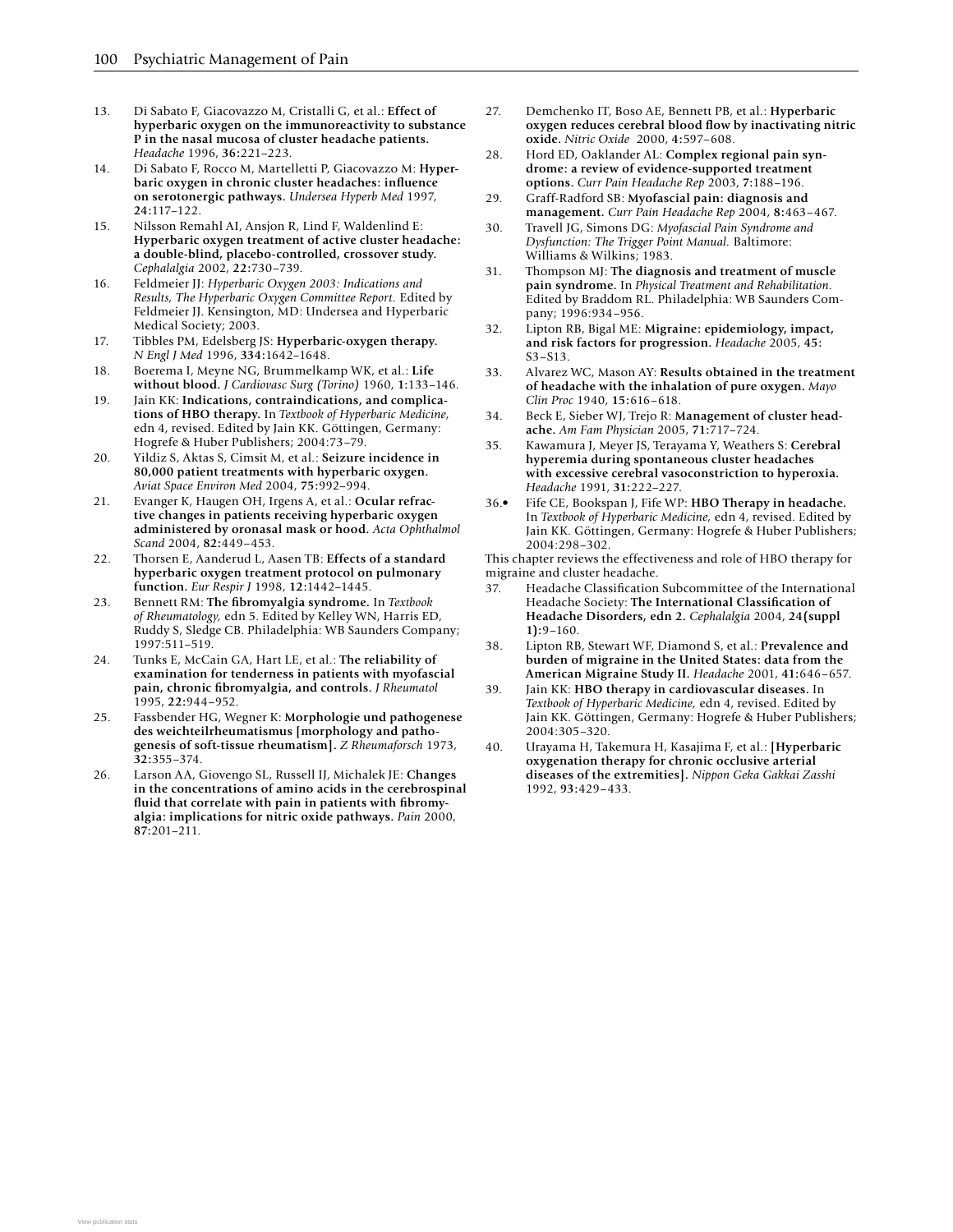13. Di Sabato F, Giacovazzo M, Cristalli G, et al.: **Effect of hyperbaric oxygen on the immunoreactivity to substance P in the nasal mucosa of cluster headache patients.** *Headache* 1996, **36:**221–223.
14. Di Sabato F, Rocco M, Martelletti P, Giacovazzo M: **Hyperbaric oxygen in chronic cluster headaches: influence on serotonergic pathways.** *Undersea Hyperb Med* 1997, **24:**117–122.
15. Nilsson Remahl AI, Ansjon R, Lind F, Waldenlind E: **Hyperbaric oxygen treatment of active cluster headache: a double-blind, placebo-controlled, crossover study.** *Cephalalgia* 2002, **22:**730–739.
16. Feldmeier JJ: *Hyperbaric Oxygen 2003: Indications and Results, The Hyperbaric Oxygen Committee Report.* Edited by Feldmeier JJ. Kensington, MD: Undersea and Hyperbaric Medical Society; 2003.
17. Tibbles PM, Edelsberg JS: **Hyperbaric-oxygen therapy.** *N Engl J Med* 1996, **334:**1642–1648.
18. Boerema I, Meyne NG, Brummelkamp WK, et al.: **Life without blood.** *J Cardiovasc Surg (Torino)* 1960, **1:**133–146.
19. Jain KK: **Indications, contraindications, and complications of HBO therapy.** In *Textbook of Hyperbaric Medicine,* edn 4, revised. Edited by Jain KK. Göttingen, Germany: Hogrefe & Huber Publishers; 2004:73–79.
20. Yildiz S, Aktas S, Cimsit M, et al.: **Seizure incidence in 80,000 patient treatments with hyperbaric oxygen.** *Aviat Space Environ Med* 2004, **75:**992–994.
21. Evanger K, Haugen OH, Irgens A, et al.: **Ocular refractive changes in patients receiving hyperbaric oxygen administered by oronasal mask or hood.** *Acta Ophthalmol Scand* 2004, **82:**449–453.
22. Thorsen E, Aanderud L, Aasen TB: **Effects of a standard hyperbaric oxygen treatment protocol on pulmonary function.** *Eur Respir J* 1998, **12:**1442–1445.
23. Bennett RM: **The fibromyalgia syndrome.** In *Textbook of Rheumatology,* edn 5. Edited by Kelley WN, Harris ED, Ruddy S, Sledge CB. Philadelphia: WB Saunders Company; 1997:511–519.
24. Tunks E, McCain GA, Hart LE, et al.: **The reliability of examination for tenderness in patients with myofascial pain, chronic fibromyalgia, and controls.** *J Rheumatol* 1995, **22:**944–952.
25. Fassbender HG, Wegner K: **Morphologie und pathogenese des weichteilrheumatismus [morphology and pathogenesis of soft-tissue rheumatism].** *Z Rheumaforsch* 1973, **32:**355–374.
26. Larson AA, Giovengo SL, Russell IJ, Michalek JE: **Changes in the concentrations of amino acids in the cerebrospinal fluid that correlate with pain in patients with fibromyalgia: implications for nitric oxide pathways.** *Pain* 2000, **87:**201–211.
27. Demchenko IT, Boso AE, Bennett PB, et al.: **Hyperbaric oxygen reduces cerebral blood flow by inactivating nitric oxide.** *Nitric Oxide* 2000, **4:**597–608.
28. Hord ED, Oaklander AL: **Complex regional pain syndrome: a review of evidence-supported treatment options.** *Curr Pain Headache Rep* 2003, **7:**188–196.
29. Graff-Radford SB: **Myofascial pain: diagnosis and management.** *Curr Pain Headache Rep* 2004, **8:**463–467.
30. Travell JG, Simons DG: *Myofascial Pain Syndrome and Dysfunction: The Trigger Point Manual.* Baltimore: Williams & Wilkins; 1983.
31. Thompson MJ: **The diagnosis and treatment of muscle pain syndrome.** In *Physical Treatment and Rehabilitation.* Edited by Braddom RL. Philadelphia: WB Saunders Company; 1996:934–956.
32. Lipton RB, Bigal ME: **Migraine: epidemiology, impact, and risk factors for progression.** *Headache* 2005, **45:** S3–S13.
33. Alvarez WC, Mason AY: **Results obtained in the treatment of headache with the inhalation of pure oxygen.** *Mayo Clin Proc* 1940, **15:**616–618.
34. Beck E, Sieber WJ, Trejo R: **Management of cluster headache.** *Am Fam Physician* 2005, **71:**717–724.
35. Kawamura J, Meyer JS, Terayama Y, Weathers S: **Cerebral hyperemia during spontaneous cluster headaches with excessive cerebral vasoconstriction to hyperoxia.** *Headache* 1991, **31:**222–227.
36.• Fife CE, Bookspan J, Fife WP: **HBO Therapy in headache.** In *Textbook of Hyperbaric Medicine,* edn 4, revised. Edited by Jain KK. Göttingen, Germany: Hogrefe & Huber Publishers; 2004:298–302.

This chapter reviews the effectiveness and role of HBO therapy for migraine and cluster headache.

37. Headache Classification Subcommittee of the International Headache Society: **The International Classification of Headache Disorders, edn 2.** *Cephalalgia* 2004, **24(suppl 1):**9–160.
38. Lipton RB, Stewart WF, Diamond S, et al.: **Prevalence and burden of migraine in the United States: data from the American Migraine Study II.** *Headache* 2001, **41:**646–657.
39. Jain KK: **HBO therapy in cardiovascular diseases.** In *Textbook of Hyperbaric Medicine,* edn 4, revised. Edited by Jain KK. Göttingen, Germany: Hogrefe & Huber Publishers; 2004:305–320.
40. Urayama H, Takemura H, Kasajima F, et al.: **[Hyperbaric oxygenation therapy for chronic occlusive arterial diseases of the extremities].** *Nippon Geka Gakkai Zasshi* 1992, **93:**429–433.